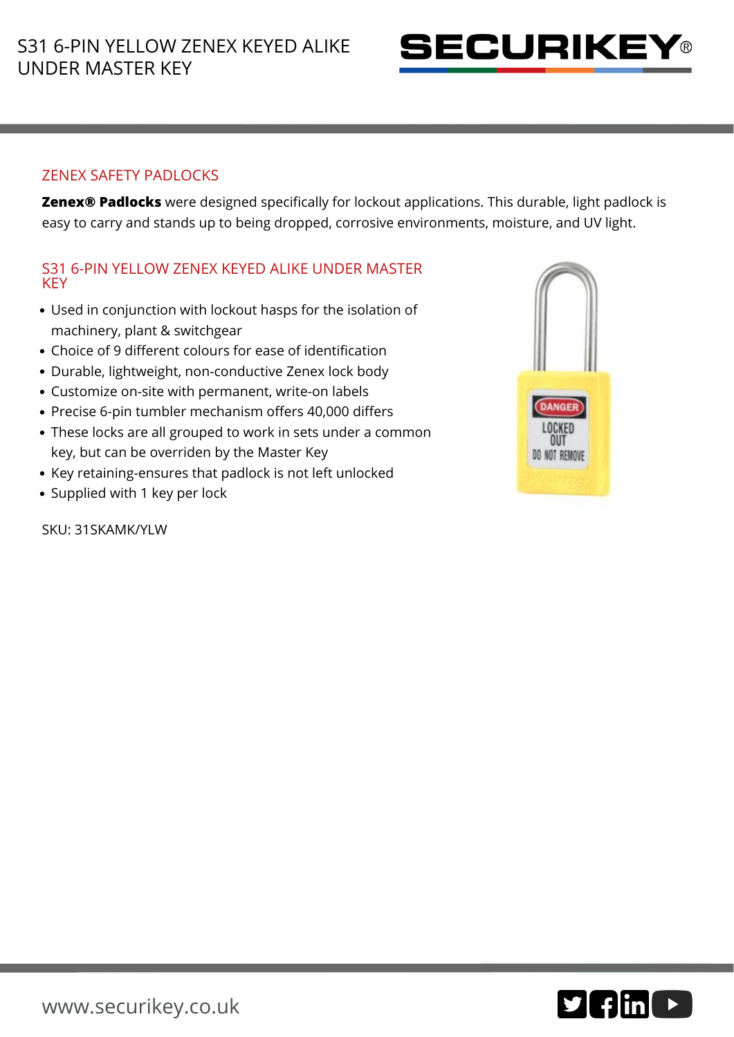# S31 6-PIN YELLOW ZENEX KEYED ALIKE UNDER MASTER KEY

## ZENEX SAFETY PADLOCKS

**Zenex® Padlocks** were designed specifically for lockout applications. This durable, light padlock is easy to carry and stands up to being dropped, corrosive environments, moisture, and UV light.

## S31 6-PIN YELLOW ZENEX KEYED ALIKE UNDER MASTER KEY

- Used in conjunction with lockout hasps for the isolation of machinery, plant & switchgear
- Choice of 9 different colours for ease of identification
- Durable, lightweight, non-conductive Zenex lock body
- Customize on-site with permanent, write-on labels
- Precise 6-pin tumbler mechanism offers 40,000 differs
- These locks are all grouped to work in sets under a common key, but can be overriden by the Master Key
- Key retaining-ensures that padlock is not left unlocked
- Supplied with 1 key per lock

SKU: 31SKAMK/YLW

www.securikey.co.uk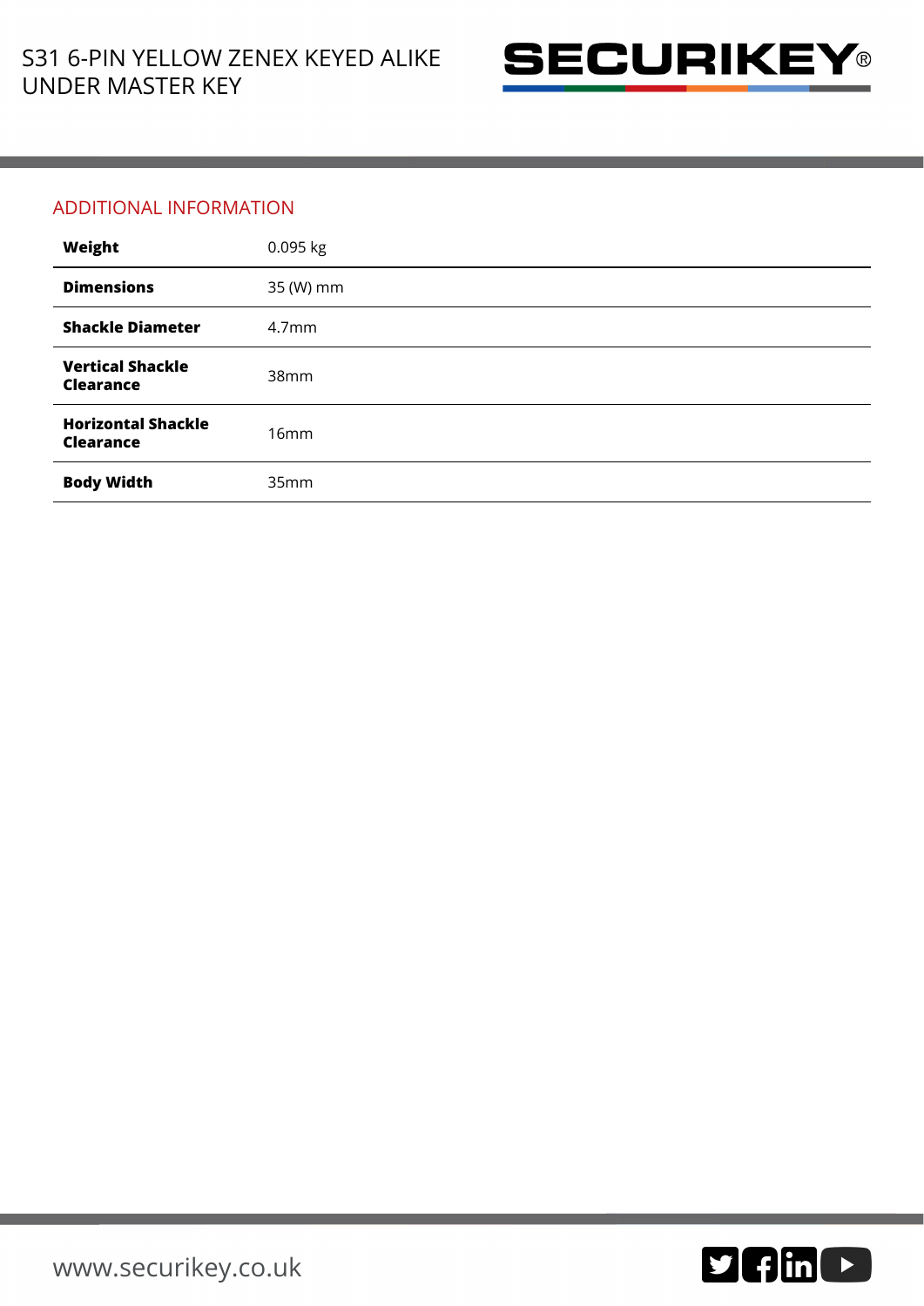## ADDITIONAL INFORMATION

| **Weight** | 0.095 kg |
| --- | --- |
| **Dimensions** | 35 (W) mm |
| **Shackle Diameter** | 4.7mm |
| **Vertical Shackle Clearance** | 38mm |
| **Horizontal Shackle Clearance** | 16mm |
| **Body Width** | 35mm |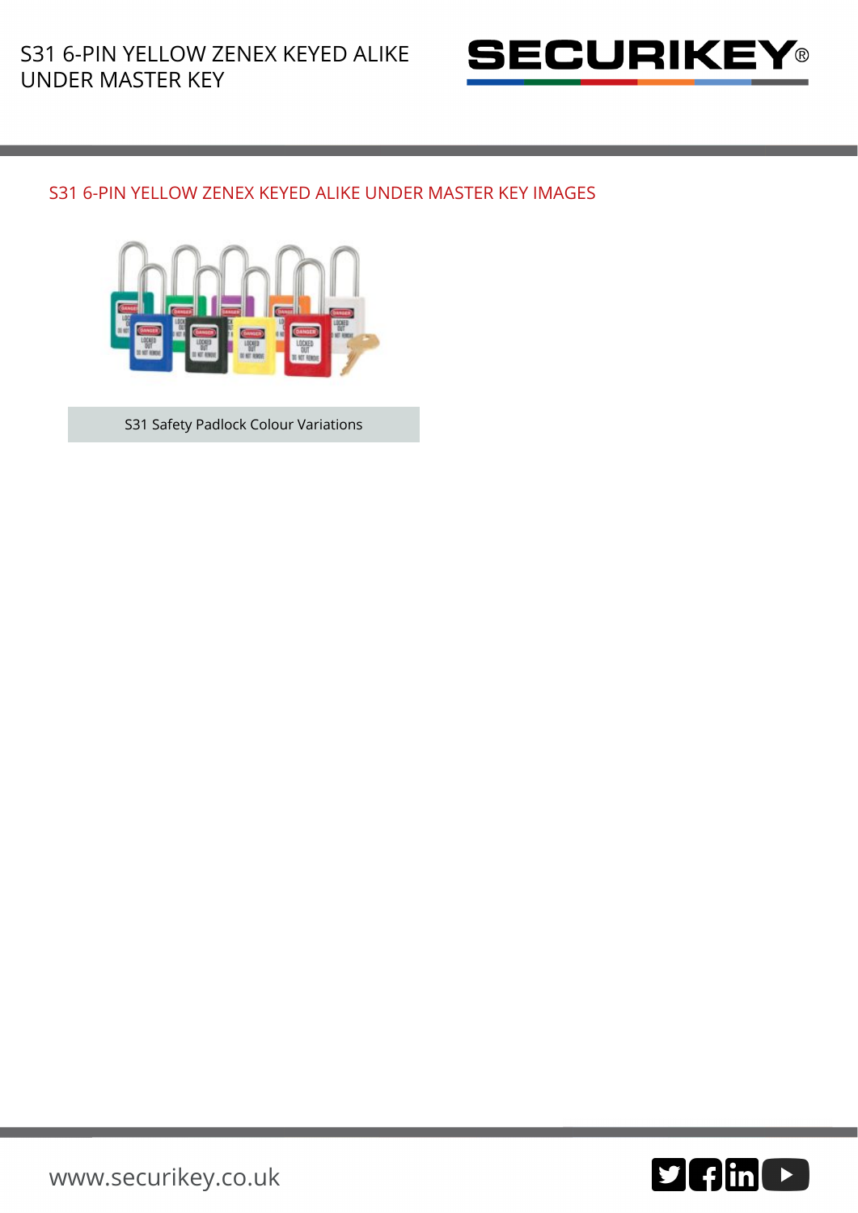S31 6-PIN YELLOW ZENEX KEYED ALIKE UNDER MASTER KEY

## S31 6-PIN YELLOW ZENEX KEYED ALIKE UNDER MASTER KEY IMAGES

S31 Safety Padlock Colour Variations

www.securikey.co.uk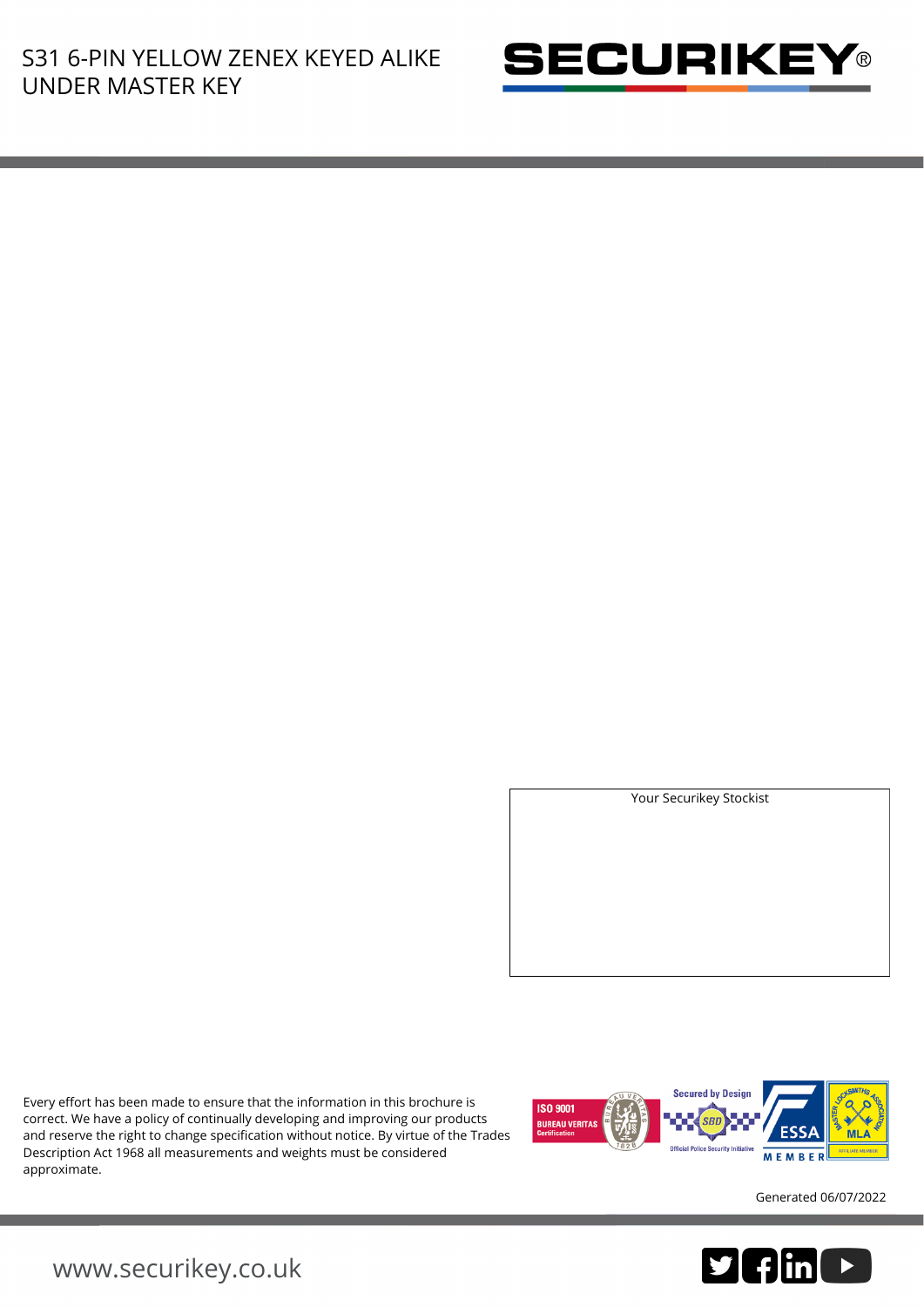# S31 6-PIN YELLOW ZENEX KEYED ALIKE UNDER MASTER KEY

Your Securikey Stockist

Every effort has been made to ensure that the information in this brochure is correct. We have a policy of continually developing and improving our products and reserve the right to change specification without notice. By virtue of the Trades Description Act 1968 all measurements and weights must be considered approximate.

Generated 06/07/2022

www.securikey.co.uk